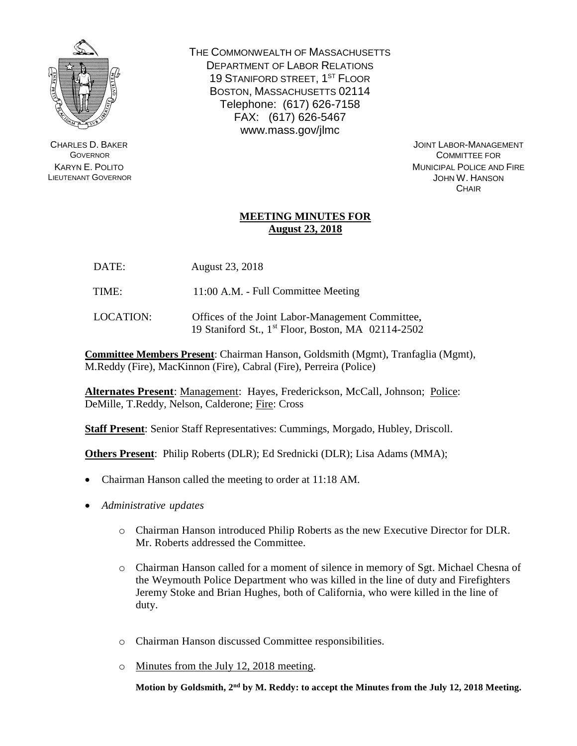THE COMMONWEALTH OF MASSACHUSETTS
DEPARTMENT OF LABOR RELATIONS
19 STANIFORD STREET, 1ST FLOOR
BOSTON, MASSACHUSETTS 02114
Telephone: (617) 626-7158
FAX: (617) 626-5467
www.mass.gov/jlmc

CHARLES D. BAKER
GOVERNOR
KARYN E. POLITO
LIEUTENANT GOVERNOR

JOINT LABOR-MANAGEMENT
COMMITTEE FOR
MUNICIPAL POLICE AND FIRE
JOHN W. HANSON
CHAIR

## MEETING MINUTES FOR August 23, 2018

DATE: August 23, 2018

TIME: 11:00 A.M. - Full Committee Meeting

LOCATION: Offices of the Joint Labor-Management Committee, 19 Staniford St., 1st Floor, Boston, MA 02114-2502

**Committee Members Present**: Chairman Hanson, Goldsmith (Mgmt), Tranfaglia (Mgmt), M.Reddy (Fire), MacKinnon (Fire), Cabral (Fire), Perreira (Police)

**Alternates Present**: Management: Hayes, Frederickson, McCall, Johnson; Police: DeMille, T.Reddy, Nelson, Calderone; Fire: Cross

**Staff Present**: Senior Staff Representatives: Cummings, Morgado, Hubley, Driscoll.

**Others Present**: Philip Roberts (DLR); Ed Srednicki (DLR); Lisa Adams (MMA);

- Chairman Hanson called the meeting to order at 11:18 AM.
- *Administrative updates*
    - Chairman Hanson introduced Philip Roberts as the new Executive Director for DLR. Mr. Roberts addressed the Committee.
    - Chairman Hanson called for a moment of silence in memory of Sgt. Michael Chesna of the Weymouth Police Department who was killed in the line of duty and Firefighters Jeremy Stoke and Brian Hughes, both of California, who were killed in the line of duty.
    - Chairman Hanson discussed Committee responsibilities.
    - Minutes from the July 12, 2018 meeting.

**Motion by Goldsmith, 2nd by M. Reddy: to accept the Minutes from the July 12, 2018 Meeting.**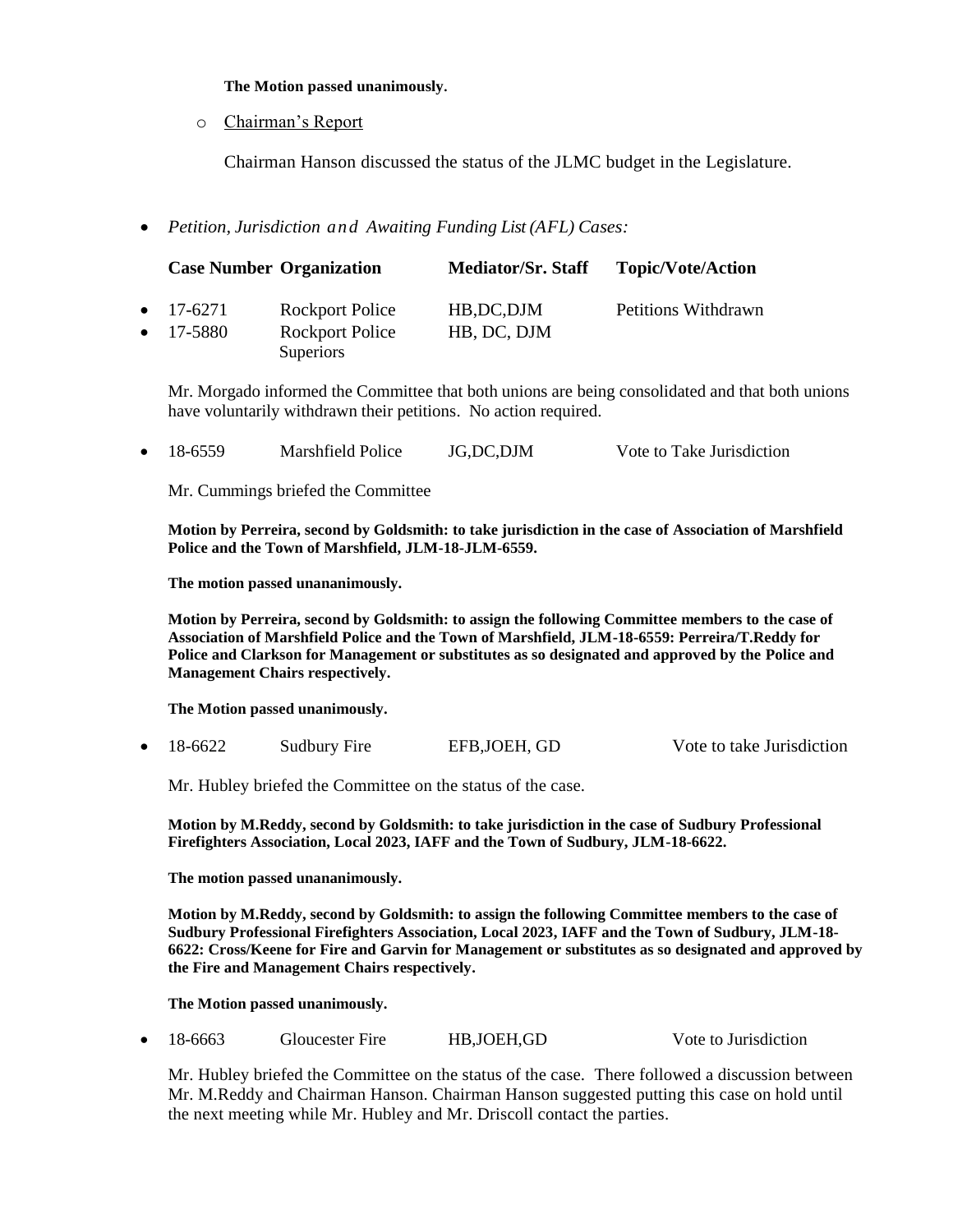**The Motion passed unanimously.**

- Chairman's Report

  Chairman Hanson discussed the status of the JLMC budget in the Legislature.

- *Petition, Jurisdiction and Awaiting Funding List (AFL) Cases:*

| Case Number | Organization | Mediator/Sr. Staff | Topic/Vote/Action |
|---|---|---|---|
| • 17-6271 | Rockport Police | HB,DC,DJM | Petitions Withdrawn |
| • 17-5880 | Rockport Police Superiors | HB, DC, DJM | |

Mr. Morgado informed the Committee that both unions are being consolidated and that both unions have voluntarily withdrawn their petitions. No action required.

| | | | |
|---|---|---|---|
| • 18-6559 | Marshfield Police | JG,DC,DJM | Vote to Take Jurisdiction |

Mr. Cummings briefed the Committee

**Motion by Perreira, second by Goldsmith: to take jurisdiction in the case of Association of Marshfield Police and the Town of Marshfield, JLM-18-JLM-6559.**

**The motion passed unananimously.**

**Motion by Perreira, second by Goldsmith: to assign the following Committee members to the case of Association of Marshfield Police and the Town of Marshfield, JLM-18-6559: Perreira/T.Reddy for Police and Clarkson for Management or substitutes as so designated and approved by the Police and Management Chairs respectively.**

**The Motion passed unanimously.**

| | | | |
|---|---|---|---|
| • 18-6622 | Sudbury Fire | EFB,JOEH, GD | Vote to take Jurisdiction |

Mr. Hubley briefed the Committee on the status of the case.

**Motion by M.Reddy, second by Goldsmith: to take jurisdiction in the case of Sudbury Professional Firefighters Association, Local 2023, IAFF and the Town of Sudbury, JLM-18-6622.**

**The motion passed unananimously.**

**Motion by M.Reddy, second by Goldsmith: to assign the following Committee members to the case of Sudbury Professional Firefighters Association, Local 2023, IAFF and the Town of Sudbury, JLM-18-6622: Cross/Keene for Fire and Garvin for Management or substitutes as so designated and approved by the Fire and Management Chairs respectively.**

**The Motion passed unanimously.**

| | | | |
|---|---|---|---|
| • 18-6663 | Gloucester Fire | HB,JOEH,GD | Vote to Jurisdiction |

Mr. Hubley briefed the Committee on the status of the case. There followed a discussion between Mr. M.Reddy and Chairman Hanson. Chairman Hanson suggested putting this case on hold until the next meeting while Mr. Hubley and Mr. Driscoll contact the parties.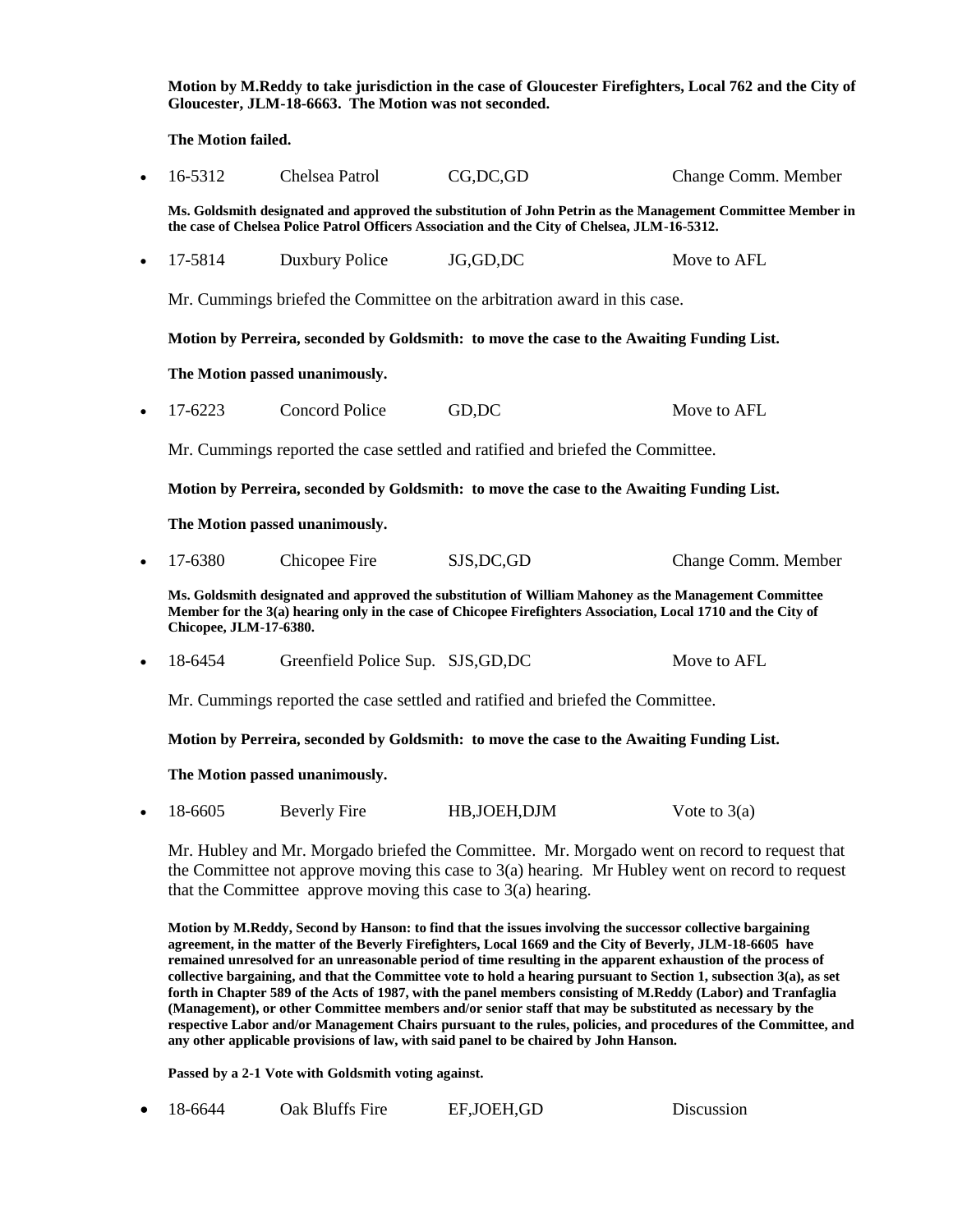**Motion by M.Reddy to take jurisdiction in the case of Gloucester Firefighters, Local 762 and the City of Gloucester, JLM-18-6663. The Motion was not seconded.**

**The Motion failed.**

- 16-5312 Chelsea Patrol CG,DC,GD Change Comm. Member

**Ms. Goldsmith designated and approved the substitution of John Petrin as the Management Committee Member in the case of Chelsea Police Patrol Officers Association and the City of Chelsea, JLM-16-5312.**

- 17-5814 Duxbury Police JG,GD,DC Move to AFL

Mr. Cummings briefed the Committee on the arbitration award in this case.

**Motion by Perreira, seconded by Goldsmith: to move the case to the Awaiting Funding List.**

**The Motion passed unanimously.**

- 17-6223 Concord Police GD,DC Move to AFL

Mr. Cummings reported the case settled and ratified and briefed the Committee.

**Motion by Perreira, seconded by Goldsmith: to move the case to the Awaiting Funding List.**

**The Motion passed unanimously.**

- 17-6380 Chicopee Fire SJS,DC,GD Change Comm. Member

**Ms. Goldsmith designated and approved the substitution of William Mahoney as the Management Committee Member for the 3(a) hearing only in the case of Chicopee Firefighters Association, Local 1710 and the City of Chicopee, JLM-17-6380.**

- 18-6454 Greenfield Police Sup. SJS,GD,DC Move to AFL

Mr. Cummings reported the case settled and ratified and briefed the Committee.

**Motion by Perreira, seconded by Goldsmith: to move the case to the Awaiting Funding List.**

**The Motion passed unanimously.**

- 18-6605 Beverly Fire HB,JOEH,DJM Vote to 3(a)

Mr. Hubley and Mr. Morgado briefed the Committee. Mr. Morgado went on record to request that the Committee not approve moving this case to 3(a) hearing. Mr Hubley went on record to request that the Committee approve moving this case to 3(a) hearing.

**Motion by M.Reddy, Second by Hanson: to find that the issues involving the successor collective bargaining agreement, in the matter of the Beverly Firefighters, Local 1669 and the City of Beverly, JLM-18-6605 have remained unresolved for an unreasonable period of time resulting in the apparent exhaustion of the process of collective bargaining, and that the Committee vote to hold a hearing pursuant to Section 1, subsection 3(a), as set forth in Chapter 589 of the Acts of 1987, with the panel members consisting of M.Reddy (Labor) and Tranfaglia (Management), or other Committee members and/or senior staff that may be substituted as necessary by the respective Labor and/or Management Chairs pursuant to the rules, policies, and procedures of the Committee, and any other applicable provisions of law, with said panel to be chaired by John Hanson.**

**Passed by a 2-1 Vote with Goldsmith voting against.**

- 18-6644 Oak Bluffs Fire EF,JOEH,GD Discussion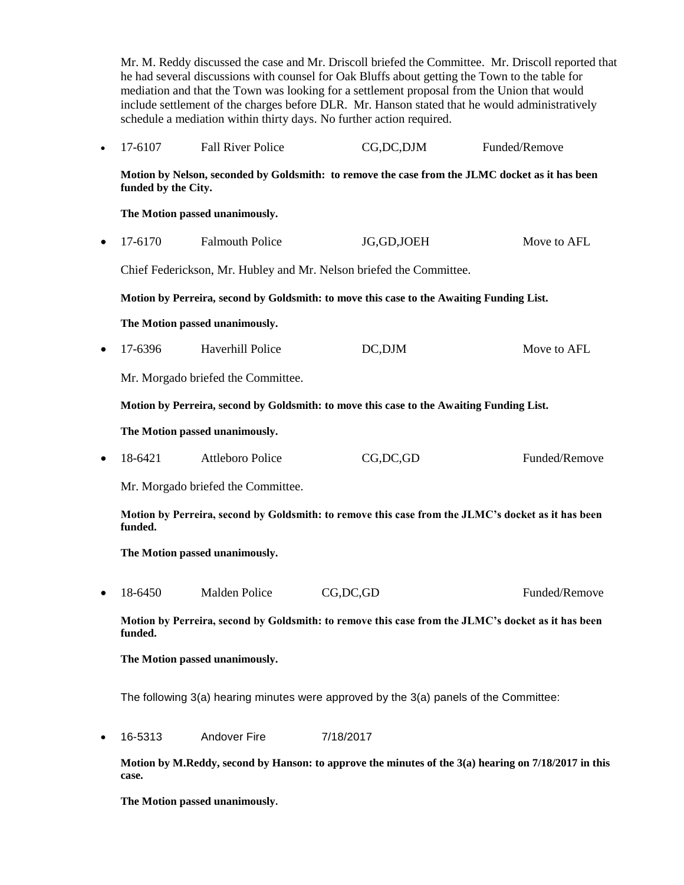Mr. M. Reddy discussed the case and Mr. Driscoll briefed the Committee. Mr. Driscoll reported that he had several discussions with counsel for Oak Bluffs about getting the Town to the table for mediation and that the Town was looking for a settlement proposal from the Union that would include settlement of the charges before DLR. Mr. Hanson stated that he would administratively schedule a mediation within thirty days. No further action required.

- 17-6107 Fall River Police CG,DC,DJM Funded/Remove

  **Motion by Nelson, seconded by Goldsmith: to remove the case from the JLMC docket as it has been funded by the City.**

  **The Motion passed unanimously.**

- 17-6170 Falmouth Police JG,GD,JOEH Move to AFL

  Chief Federickson, Mr. Hubley and Mr. Nelson briefed the Committee.

  **Motion by Perreira, second by Goldsmith: to move this case to the Awaiting Funding List.**

  **The Motion passed unanimously.**

- 17-6396 Haverhill Police DC,DJM Move to AFL

  Mr. Morgado briefed the Committee.

  **Motion by Perreira, second by Goldsmith: to move this case to the Awaiting Funding List.**

  **The Motion passed unanimously.**

- 18-6421 Attleboro Police CG,DC,GD Funded/Remove

  Mr. Morgado briefed the Committee.

  **Motion by Perreira, second by Goldsmith: to remove this case from the JLMC's docket as it has been funded.**

  **The Motion passed unanimously.**

- 18-6450 Malden Police CG,DC,GD Funded/Remove

  **Motion by Perreira, second by Goldsmith: to remove this case from the JLMC's docket as it has been funded.**

  **The Motion passed unanimously.**

The following 3(a) hearing minutes were approved by the 3(a) panels of the Committee:

- 16-5313 Andover Fire 7/18/2017

  **Motion by M.Reddy, second by Hanson: to approve the minutes of the 3(a) hearing on 7/18/2017 in this case.**

  **The Motion passed unanimously.**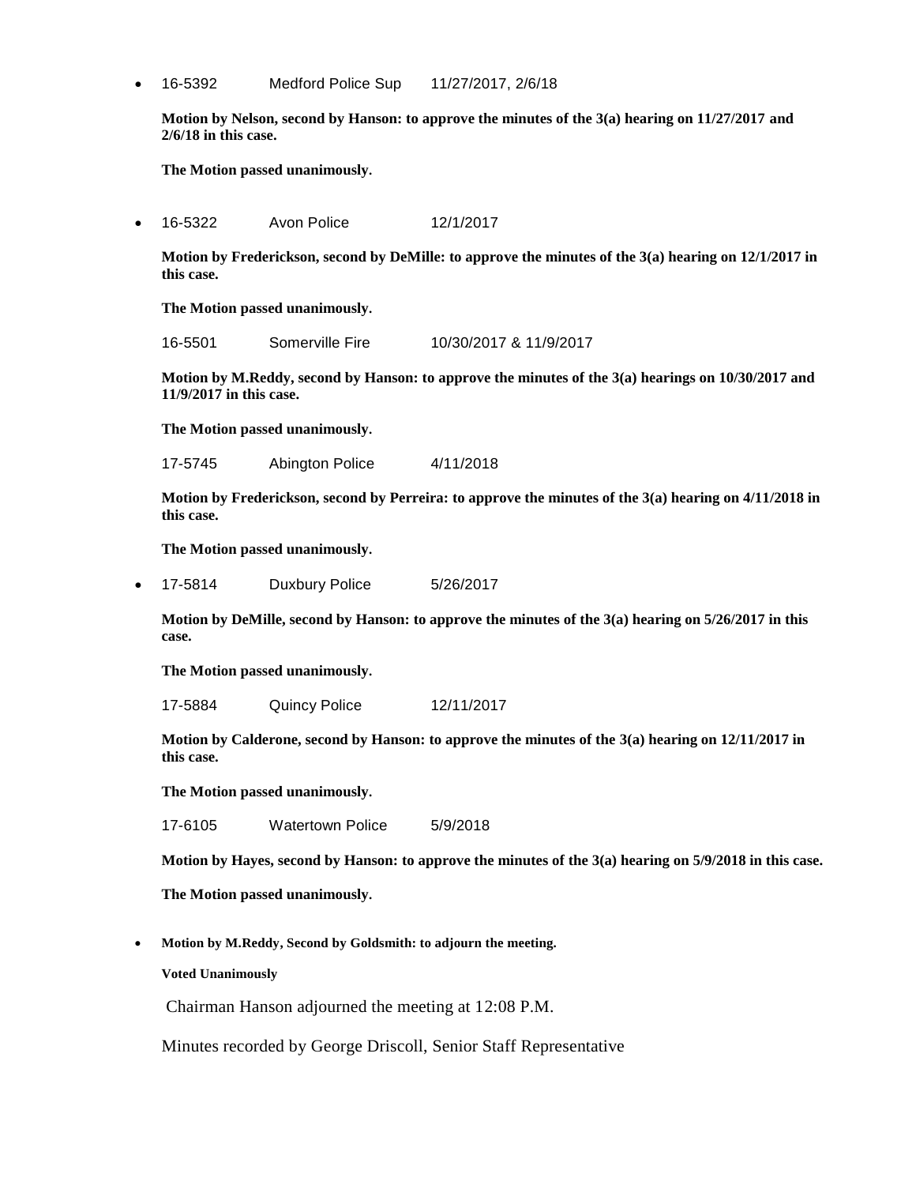- 16-5392 Medford Police Sup 11/27/2017, 2/6/18

  **Motion by Nelson, second by Hanson: to approve the minutes of the 3(a) hearing on 11/27/2017 and 2/6/18 in this case.**

  **The Motion passed unanimously.**

- 16-5322 Avon Police 12/1/2017

  **Motion by Frederickson, second by DeMille: to approve the minutes of the 3(a) hearing on 12/1/2017 in this case.**

  **The Motion passed unanimously.**

  16-5501 Somerville Fire 10/30/2017 & 11/9/2017

  **Motion by M.Reddy, second by Hanson: to approve the minutes of the 3(a) hearings on 10/30/2017 and 11/9/2017 in this case.**

  **The Motion passed unanimously.**

  17-5745 Abington Police 4/11/2018

  **Motion by Frederickson, second by Perreira: to approve the minutes of the 3(a) hearing on 4/11/2018 in this case.**

  **The Motion passed unanimously.**

- 17-5814 Duxbury Police 5/26/2017

  **Motion by DeMille, second by Hanson: to approve the minutes of the 3(a) hearing on 5/26/2017 in this case.**

  **The Motion passed unanimously.**

  17-5884 Quincy Police 12/11/2017

  **Motion by Calderone, second by Hanson: to approve the minutes of the 3(a) hearing on 12/11/2017 in this case.**

  **The Motion passed unanimously.**

  17-6105 Watertown Police 5/9/2018

  **Motion by Hayes, second by Hanson: to approve the minutes of the 3(a) hearing on 5/9/2018 in this case.**

  **The Motion passed unanimously.**

- **Motion by M.Reddy, Second by Goldsmith: to adjourn the meeting.**

  **Voted Unanimously**

  Chairman Hanson adjourned the meeting at 12:08 P.M.

  Minutes recorded by George Driscoll, Senior Staff Representative